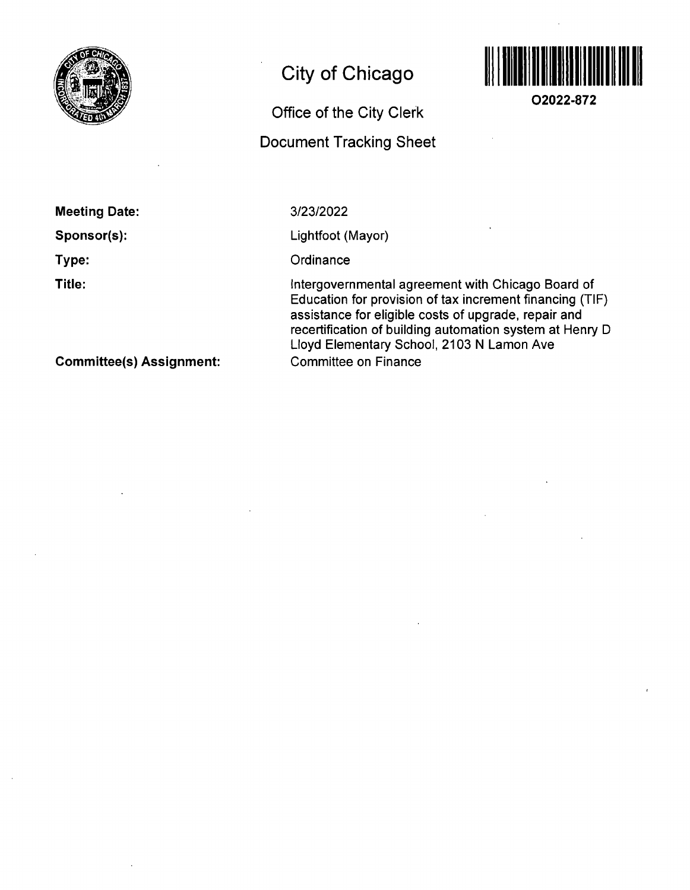# City of Chicago

## Office of the City Clerk

## Document Tracking Sheet

**O2022-872**

**Meeting Date:** 3/23/2022

**Sponsor(s):** Lightfoot (Mayor)

**Type:** Ordinance

**Title:** Intergovernmental agreement with Chicago Board of Education for provision of tax increment financing (TIF) assistance for eligible costs of upgrade, repair and recertification of building automation system at Henry D Lloyd Elementary School, 2103 N Lamon Ave

**Committee(s) Assignment:** Committee on Finance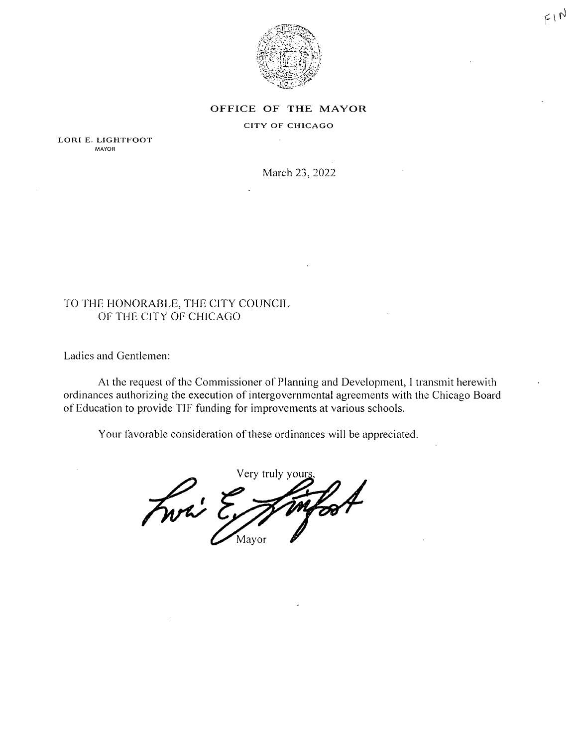FIN

**OFFICE OF THE MAYOR**

CITY OF CHICAGO

LORI E. LIGHTFOOT
MAYOR

March 23, 2022

TO THE HONORABLE, THE CITY COUNCIL
OF THE CITY OF CHICAGO

Ladies and Gentlemen:

At the request of the Commissioner of Planning and Development, I transmit herewith ordinances authorizing the execution of intergovernmental agreements with the Chicago Board of Education to provide TIF funding for improvements at various schools.

Your favorable consideration of these ordinances will be appreciated.

Very truly yours,

Mayor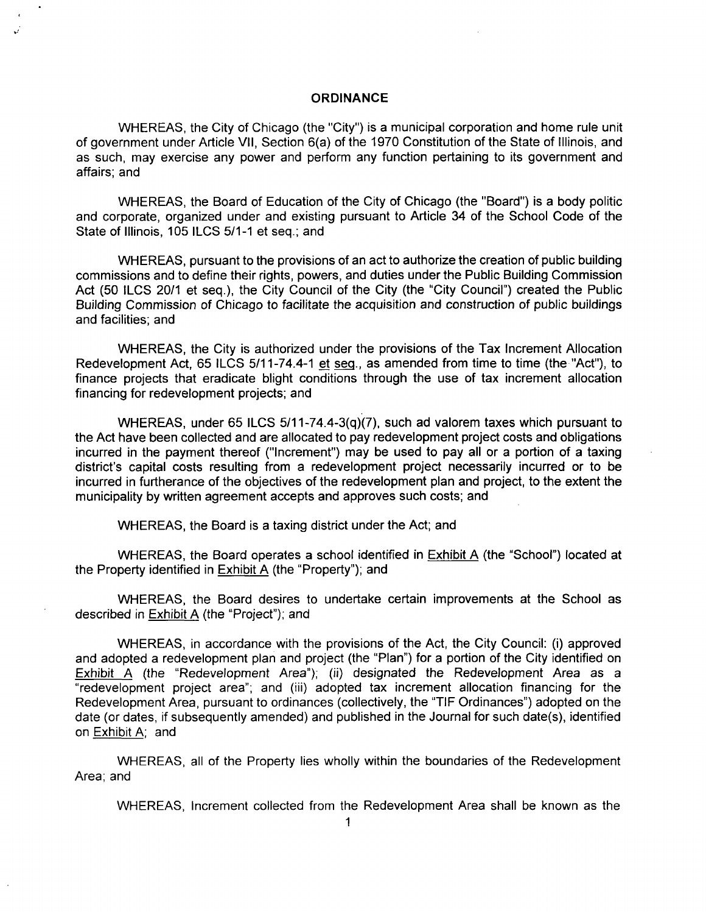# ORDINANCE

WHEREAS, the City of Chicago (the "City") is a municipal corporation and home rule unit of government under Article VII, Section 6(a) of the 1970 Constitution of the State of Illinois, and as such, may exercise any power and perform any function pertaining to its government and affairs; and

WHEREAS, the Board of Education of the City of Chicago (the "Board") is a body politic and corporate, organized under and existing pursuant to Article 34 of the School Code of the State of Illinois, 105 ILCS 5/1-1 et seq.; and

WHEREAS, pursuant to the provisions of an act to authorize the creation of public building commissions and to define their rights, powers, and duties under the Public Building Commission Act (50 ILCS 20/1 et seq.), the City Council of the City (the "City Council") created the Public Building Commission of Chicago to facilitate the acquisition and construction of public buildings and facilities; and

WHEREAS, the City is authorized under the provisions of the Tax Increment Allocation Redevelopment Act, 65 ILCS 5/11-74.4-1 et seq., as amended from time to time (the "Act"), to finance projects that eradicate blight conditions through the use of tax increment allocation financing for redevelopment projects; and

WHEREAS, under 65 ILCS 5/11-74.4-3(q)(7), such ad valorem taxes which pursuant to the Act have been collected and are allocated to pay redevelopment project costs and obligations incurred in the payment thereof ("Increment") may be used to pay all or a portion of a taxing district's capital costs resulting from a redevelopment project necessarily incurred or to be incurred in furtherance of the objectives of the redevelopment plan and project, to the extent the municipality by written agreement accepts and approves such costs; and

WHEREAS, the Board is a taxing district under the Act; and

WHEREAS, the Board operates a school identified in Exhibit A (the "School") located at the Property identified in Exhibit A (the "Property"); and

WHEREAS, the Board desires to undertake certain improvements at the School as described in Exhibit A (the "Project"); and

WHEREAS, in accordance with the provisions of the Act, the City Council: (i) approved and adopted a redevelopment plan and project (the "Plan") for a portion of the City identified on Exhibit A (the "Redevelopment Area"); (ii) designated the Redevelopment Area as a "redevelopment project area"; and (iii) adopted tax increment allocation financing for the Redevelopment Area, pursuant to ordinances (collectively, the "TIF Ordinances") adopted on the date (or dates, if subsequently amended) and published in the Journal for such date(s), identified on Exhibit A; and

WHEREAS, all of the Property lies wholly within the boundaries of the Redevelopment Area; and

WHEREAS, Increment collected from the Redevelopment Area shall be known as the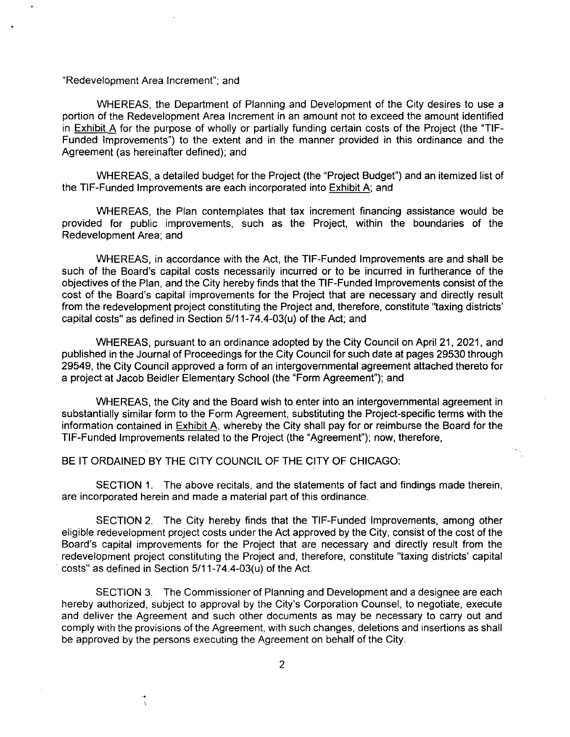"Redevelopment Area Increment"; and

WHEREAS, the Department of Planning and Development of the City desires to use a portion of the Redevelopment Area Increment in an amount not to exceed the amount identified in Exhibit A for the purpose of wholly or partially funding certain costs of the Project (the "TIF-Funded Improvements") to the extent and in the manner provided in this ordinance and the Agreement (as hereinafter defined); and

WHEREAS, a detailed budget for the Project (the "Project Budget") and an itemized list of the TIF-Funded Improvements are each incorporated into Exhibit A; and

WHEREAS, the Plan contemplates that tax increment financing assistance would be provided for public improvements, such as the Project, within the boundaries of the Redevelopment Area; and

WHEREAS, in accordance with the Act, the TIF-Funded Improvements are and shall be such of the Board's capital costs necessarily incurred or to be incurred in furtherance of the objectives of the Plan, and the City hereby finds that the TIF-Funded Improvements consist of the cost of the Board's capital improvements for the Project that are necessary and directly result from the redevelopment project constituting the Project and, therefore, constitute "taxing districts' capital costs" as defined in Section 5/11-74.4-03(u) of the Act; and

WHEREAS, pursuant to an ordinance adopted by the City Council on April 21, 2021, and published in the Journal of Proceedings for the City Council for such date at pages 29530 through 29549, the City Council approved a form of an intergovernmental agreement attached thereto for a project at Jacob Beidler Elementary School (the "Form Agreement"); and

WHEREAS, the City and the Board wish to enter into an intergovernmental agreement in substantially similar form to the Form Agreement, substituting the Project-specific terms with the information contained in Exhibit A, whereby the City shall pay for or reimburse the Board for the TIF-Funded Improvements related to the Project (the "Agreement"); now, therefore,

BE IT ORDAINED BY THE CITY COUNCIL OF THE CITY OF CHICAGO:

SECTION 1. The above recitals, and the statements of fact and findings made therein, are incorporated herein and made a material part of this ordinance.

SECTION 2. The City hereby finds that the TIF-Funded Improvements, among other eligible redevelopment project costs under the Act approved by the City, consist of the cost of the Board's capital improvements for the Project that are necessary and directly result from the redevelopment project constituting the Project and, therefore, constitute "taxing districts' capital costs" as defined in Section 5/11-74.4-03(u) of the Act.

SECTION 3. The Commissioner of Planning and Development and a designee are each hereby authorized, subject to approval by the City's Corporation Counsel, to negotiate, execute and deliver the Agreement and such other documents as may be necessary to carry out and comply with the provisions of the Agreement, with such changes, deletions and insertions as shall be approved by the persons executing the Agreement on behalf of the City.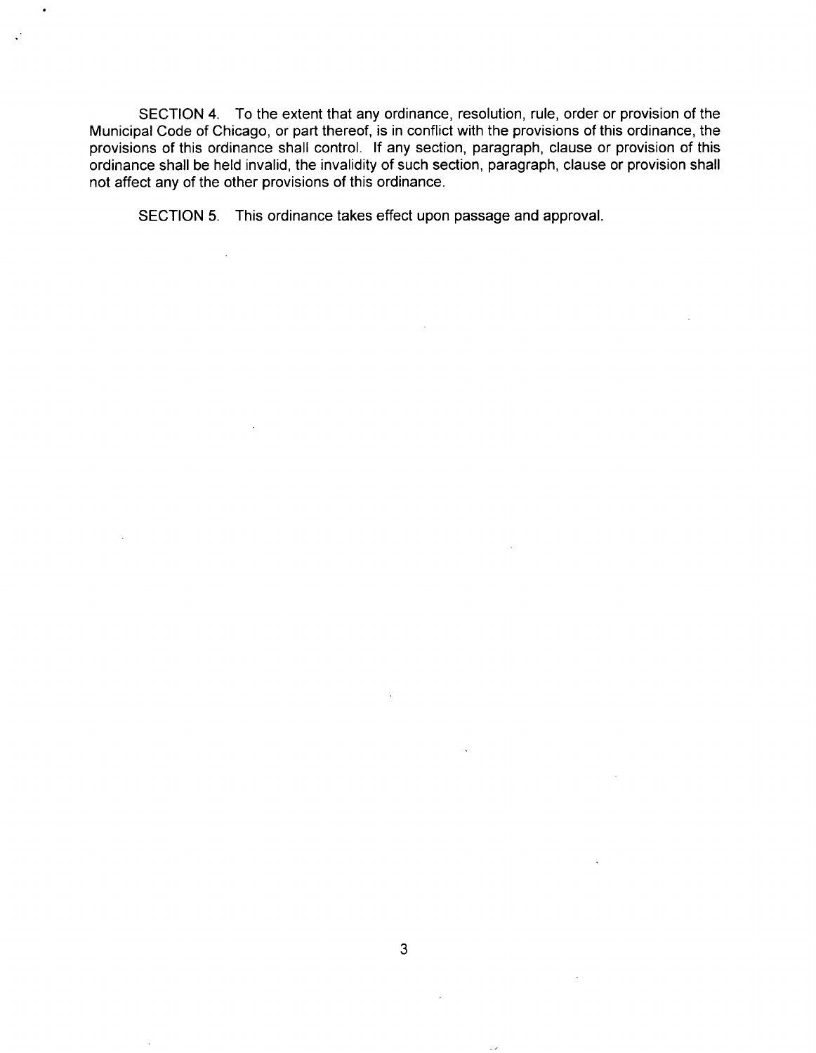SECTION 4. To the extent that any ordinance, resolution, rule, order or provision of the Municipal Code of Chicago, or part thereof, is in conflict with the provisions of this ordinance, the provisions of this ordinance shall control. If any section, paragraph, clause or provision of this ordinance shall be held invalid, the invalidity of such section, paragraph, clause or provision shall not affect any of the other provisions of this ordinance.

SECTION 5. This ordinance takes effect upon passage and approval.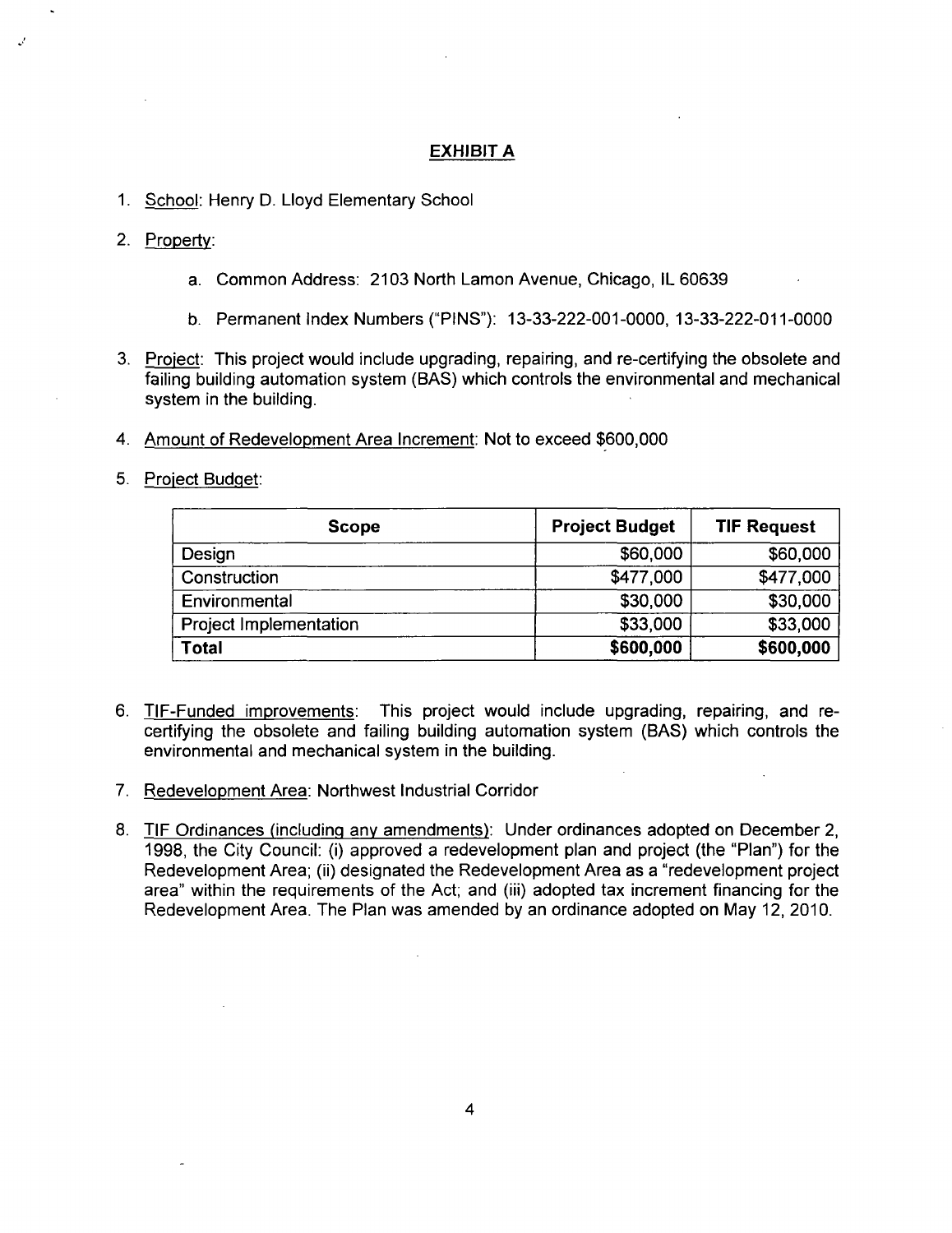## EXHIBIT A

1. School: Henry D. Lloyd Elementary School

2. Property:

    a. Common Address: 2103 North Lamon Avenue, Chicago, IL 60639

    b. Permanent Index Numbers ("PINS"): 13-33-222-001-0000, 13-33-222-011-0000

3. Project: This project would include upgrading, repairing, and re-certifying the obsolete and failing building automation system (BAS) which controls the environmental and mechanical system in the building.

4. Amount of Redevelopment Area Increment: Not to exceed $600,000

5. Project Budget:

| Scope | Project Budget | TIF Request |
|---|---|---|
| Design | $60,000 | $60,000 |
| Construction | $477,000 | $477,000 |
| Environmental | $30,000 | $30,000 |
| Project Implementation | $33,000 | $33,000 |
| **Total** | **$600,000** | **$600,000** |

6. TIF-Funded improvements: This project would include upgrading, repairing, and re-certifying the obsolete and failing building automation system (BAS) which controls the environmental and mechanical system in the building.

7. Redevelopment Area: Northwest Industrial Corridor

8. TIF Ordinances (including any amendments): Under ordinances adopted on December 2, 1998, the City Council: (i) approved a redevelopment plan and project (the "Plan") for the Redevelopment Area; (ii) designated the Redevelopment Area as a "redevelopment project area" within the requirements of the Act; and (iii) adopted tax increment financing for the Redevelopment Area. The Plan was amended by an ordinance adopted on May 12, 2010.